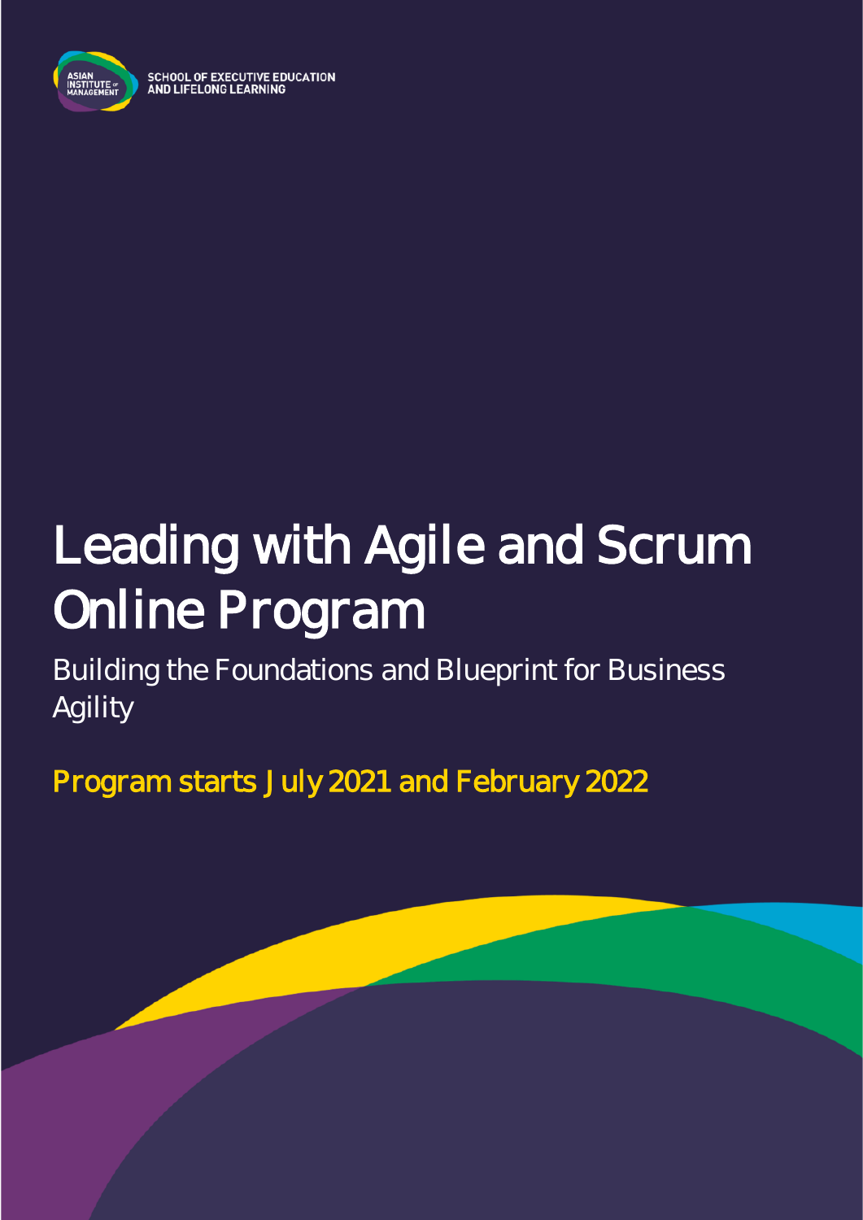SCHOOL OF EXECUTIVE EDUCATION
AND LIFELONG LEARNING

# Leading with Agile and Scrum Online Program

Building the Foundations and Blueprint for Business Agility

**Program starts July 2021 and February 2022**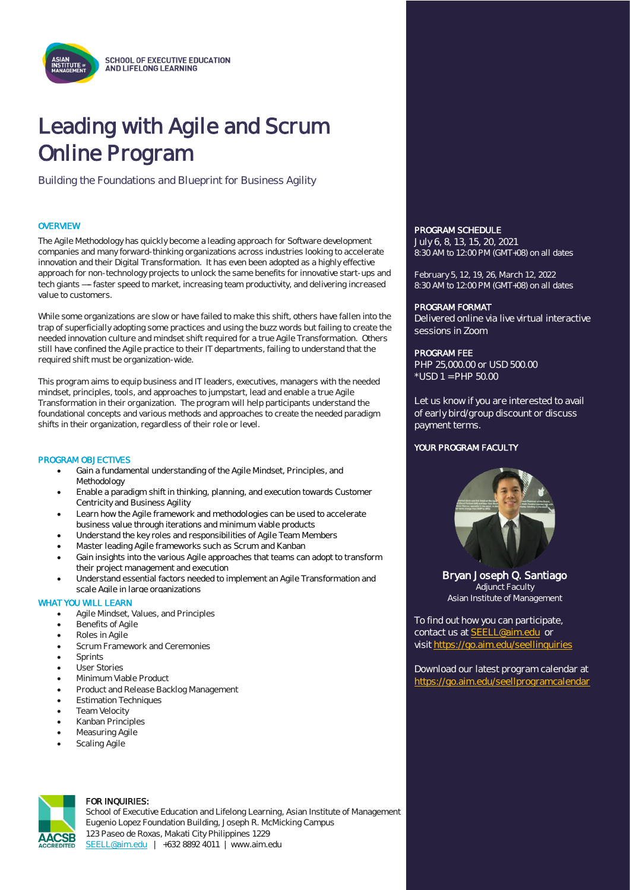SCHOOL OF EXECUTIVE EDUCATION AND LIFELONG LEARNING

# Leading with Agile and Scrum Online Program

Building the Foundations and Blueprint for Business Agility

## OVERVIEW

The Agile Methodology has quickly become a leading approach for Software development companies and many forward-thinking organizations across industries looking to accelerate innovation and their Digital Transformation. It has even been adopted as a highly effective approach for non-technology projects to unlock the same benefits for innovative start-ups and tech giants –– faster speed to market, increasing team productivity, and delivering increased value to customers.

While some organizations are slow or have failed to make this shift, others have fallen into the trap of superficially adopting some practices and using the buzz words but failing to create the needed innovation culture and mindset shift required for a true Agile Transformation. Others still have confined the Agile practice to their IT departments, failing to understand that the required shift must be organization-wide.

This program aims to equip business and IT leaders, executives, managers with the needed mindset, principles, tools, and approaches to jumpstart, lead and enable a true Agile Transformation in their organization. The program will help participants understand the foundational concepts and various methods and approaches to create the needed paradigm shifts in their organization, regardless of their role or level.

## PROGRAM OBJECTIVES

- Gain a fundamental understanding of the Agile Mindset, Principles, and Methodology
- Enable a paradigm shift in thinking, planning, and execution towards Customer Centricity and Business Agility
- Learn how the Agile framework and methodologies can be used to accelerate business value through iterations and minimum viable products
- Understand the key roles and responsibilities of Agile Team Members
- Master leading Agile frameworks such as Scrum and Kanban
- Gain insights into the various Agile approaches that teams can adopt to transform their project management and execution
- Understand essential factors needed to implement an Agile Transformation and scale Agile in large organizations

## WHAT YOU WILL LEARN

- Agile Mindset, Values, and Principles
- Benefits of Agile
- Roles in Agile
- Scrum Framework and Ceremonies
- Sprints
- User Stories
- Minimum Viable Product
- Product and Release Backlog Management
- Estimation Techniques
- Team Velocity
- Kanban Principles
- Measuring Agile
- Scaling Agile

## PROGRAM SCHEDULE

July 6, 8, 13, 15, 20, 2021
8:30 AM to 12:00 PM (GMT+08) on all dates

February 5, 12, 19, 26, March 12, 2022
8:30 AM to 12:00 PM (GMT+08) on all dates

## PROGRAM FORMAT

Delivered online via live virtual interactive sessions in Zoom

## PROGRAM FEE

PHP 25,000.00 or USD 500.00
*USD 1 = PHP 50.00

Let us know if you are interested to avail of early bird/group discount or discuss payment terms.

## YOUR PROGRAM FACULTY

**Bryan Joseph Q. Santiago**
Adjunct Faculty
Asian Institute of Management

To find out how you can participate, contact us at SEELL@aim.edu or visit https://go.aim.edu/seellinquiries

Download our latest program calendar at https://go.aim.edu/seellprogramcalendar

**FOR INQUIRIES:**
School of Executive Education and Lifelong Learning, Asian Institute of Management
Eugenio Lopez Foundation Building, Joseph R. McMicking Campus
123 Paseo de Roxas, Makati City Philippines 1229
SEELL@aim.edu | +632 8892 4011 | www.aim.edu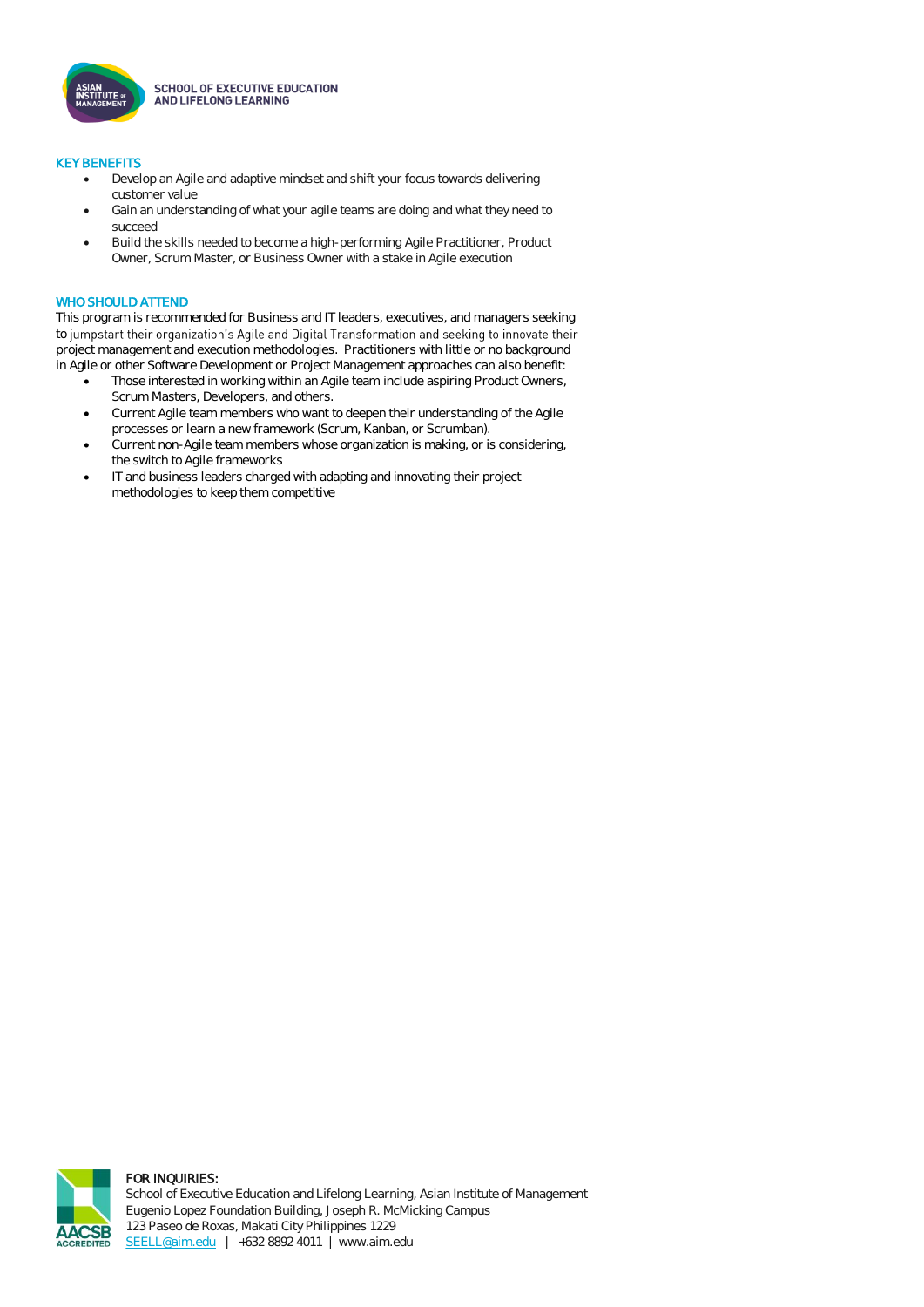## KEY BENEFITS

- Develop an Agile and adaptive mindset and shift your focus towards delivering customer value
- Gain an understanding of what your agile teams are doing and what they need to succeed
- Build the skills needed to become a high-performing Agile Practitioner, Product Owner, Scrum Master, or Business Owner with a stake in Agile execution

## WHO SHOULD ATTEND

This program is recommended for Business and IT leaders, executives, and managers seeking to jumpstart their organization's Agile and Digital Transformation and seeking to innovate their project management and execution methodologies. Practitioners with little or no background in Agile or other Software Development or Project Management approaches can also benefit:

- Those interested in working within an Agile team include aspiring Product Owners, Scrum Masters, Developers, and others.
- Current Agile team members who want to deepen their understanding of the Agile processes or learn a new framework (Scrum, Kanban, or Scrumban).
- Current non-Agile team members whose organization is making, or is considering, the switch to Agile frameworks
- IT and business leaders charged with adapting and innovating their project methodologies to keep them competitive

**FOR INQUIRIES:**
School of Executive Education and Lifelong Learning, Asian Institute of Management
Eugenio Lopez Foundation Building, Joseph R. McMicking Campus
123 Paseo de Roxas, Makati City Philippines 1229
SEELL@aim.edu | +632 8892 4011 | www.aim.edu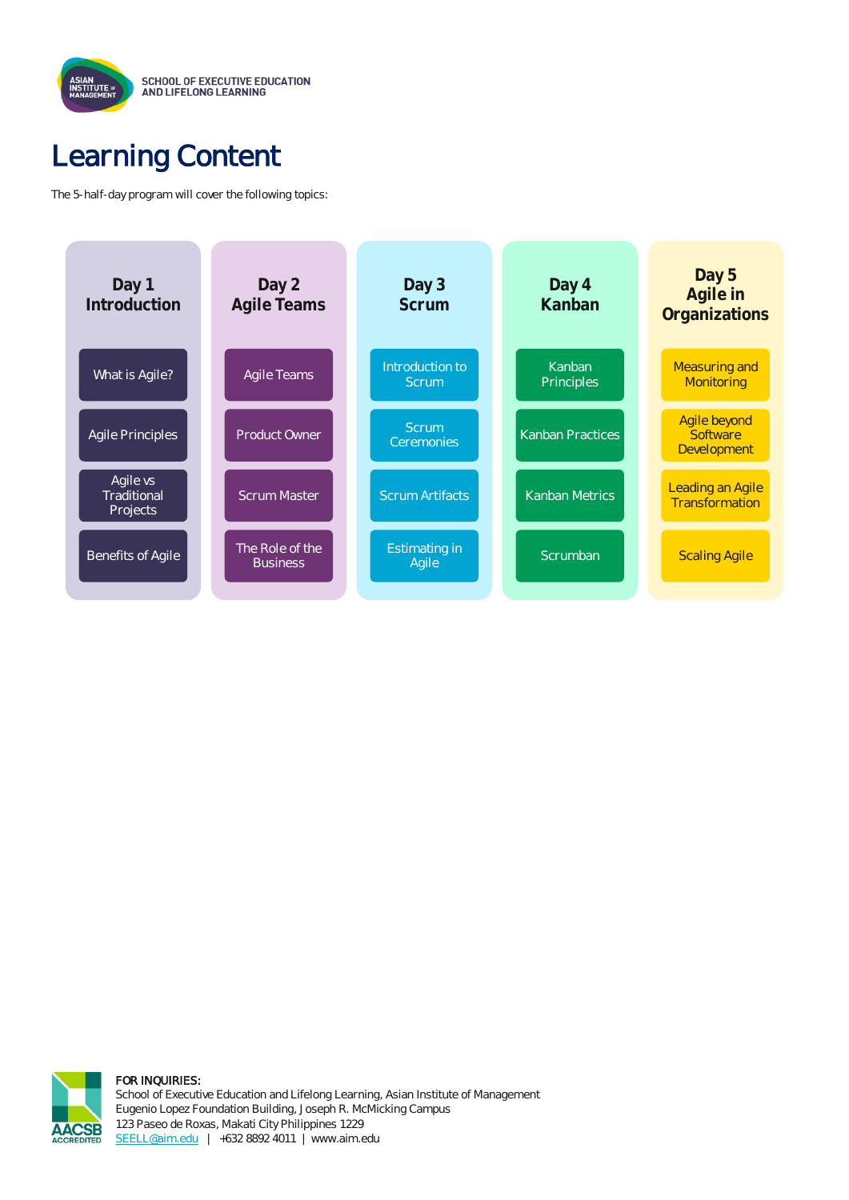# Learning Content

The 5-half-day program will cover the following topics:

| Day 1 Introduction | Day 2 Agile Teams | Day 3 Scrum | Day 4 Kanban | Day 5 Agile in Organizations |
|---|---|---|---|---|
| What is Agile? | Agile Teams | Introduction to Scrum | Kanban Principles | Measuring and Monitoring |
| Agile Principles | Product Owner | Scrum Ceremonies | Kanban Practices | Agile beyond Software Development |
| Agile vs Traditional Projects | Scrum Master | Scrum Artifacts | Kanban Metrics | Leading an Agile Transformation |
| Benefits of Agile | The Role of the Business | Estimating in Agile | Scrumban | Scaling Agile |

**FOR INQUIRIES:**
School of Executive Education and Lifelong Learning, Asian Institute of Management
Eugenio Lopez Foundation Building, Joseph R. McMicking Campus
123 Paseo de Roxas, Makati City Philippines 1229
SEELL@aim.edu | +632 8892 4011 | www.aim.edu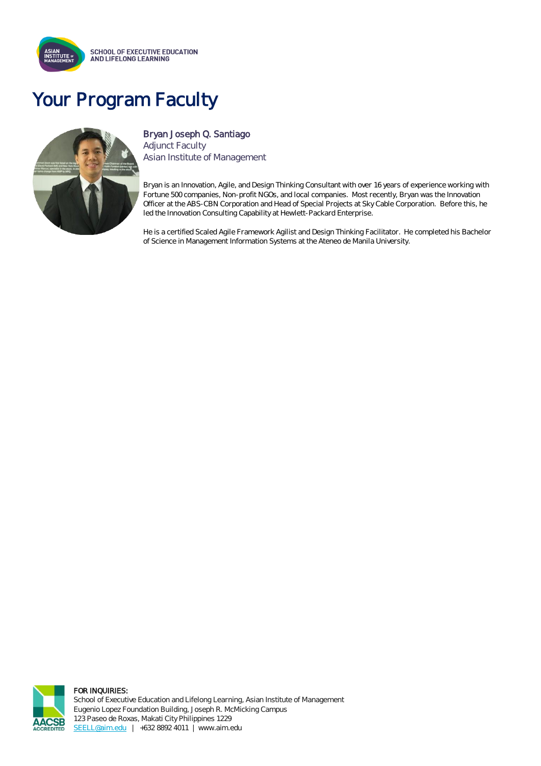SCHOOL OF EXECUTIVE EDUCATION AND LIFELONG LEARNING

# Your Program Faculty

**Bryan Joseph Q. Santiago**
Adjunct Faculty
Asian Institute of Management

Bryan is an Innovation, Agile, and Design Thinking Consultant with over 16 years of experience working with Fortune 500 companies, Non-profit NGOs, and local companies. Most recently, Bryan was the Innovation Officer at the ABS-CBN Corporation and Head of Special Projects at Sky Cable Corporation. Before this, he led the Innovation Consulting Capability at Hewlett-Packard Enterprise.

He is a certified Scaled Agile Framework Agilist and Design Thinking Facilitator. He completed his Bachelor of Science in Management Information Systems at the Ateneo de Manila University.

**FOR INQUIRIES:**
School of Executive Education and Lifelong Learning, Asian Institute of Management
Eugenio Lopez Foundation Building, Joseph R. McMicking Campus
123 Paseo de Roxas, Makati City Philippines 1229
SEELL@aim.edu | +632 8892 4011 | www.aim.edu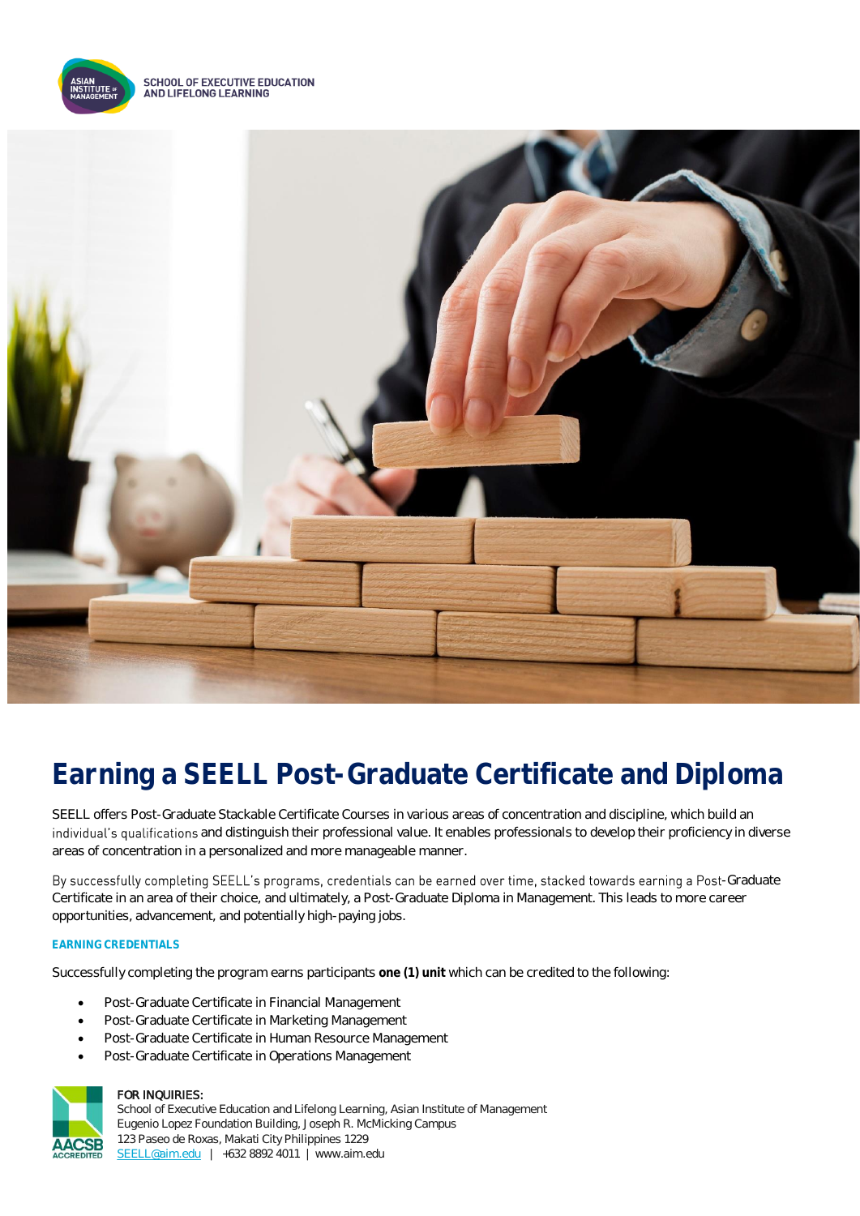SCHOOL OF EXECUTIVE EDUCATION AND LIFELONG LEARNING

# Earning a SEELL Post-Graduate Certificate and Diploma

SEELL offers Post-Graduate Stackable Certificate Courses in various areas of concentration and discipline, which build an individual's qualifications and distinguish their professional value. It enables professionals to develop their proficiency in diverse areas of concentration in a personalized and more manageable manner.

By successfully completing SEELL's programs, credentials can be earned over time, stacked towards earning a Post-Graduate Certificate in an area of their choice, and ultimately, a Post-Graduate Diploma in Management. This leads to more career opportunities, advancement, and potentially high-paying jobs.

### EARNING CREDENTIALS

Successfully completing the program earns participants **one (1) unit** which can be credited to the following:

- Post-Graduate Certificate in Financial Management
- Post-Graduate Certificate in Marketing Management
- Post-Graduate Certificate in Human Resource Management
- Post-Graduate Certificate in Operations Management

FOR INQUIRIES:
School of Executive Education and Lifelong Learning, Asian Institute of Management
Eugenio Lopez Foundation Building, Joseph R. McMicking Campus
123 Paseo de Roxas, Makati City Philippines 1229
SEELL@aim.edu | +632 8892 4011 | www.aim.edu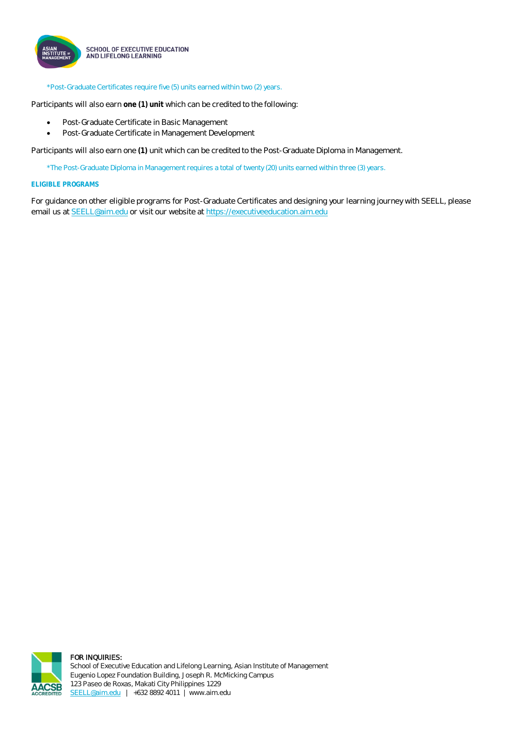*Post-Graduate Certificates require five (5) units earned within two (2) years.

Participants will also earn **one (1) unit** which can be credited to the following:

- Post-Graduate Certificate in Basic Management
- Post-Graduate Certificate in Management Development

Participants will also earn one **(1)** unit which can be credited to the Post-Graduate Diploma in Management.

*The Post-Graduate Diploma in Management requires a total of twenty (20) units earned within three (3) years.

**ELIGIBLE PROGRAMS**

For guidance on other eligible programs for Post-Graduate Certificates and designing your learning journey with SEELL, please email us at SEELL@aim.edu or visit our website at https://executiveeducation.aim.edu

FOR INQUIRIES:
School of Executive Education and Lifelong Learning, Asian Institute of Management
Eugenio Lopez Foundation Building, Joseph R. McMicking Campus
123 Paseo de Roxas, Makati City Philippines 1229
SEELL@aim.edu | +632 8892 4011 | www.aim.edu